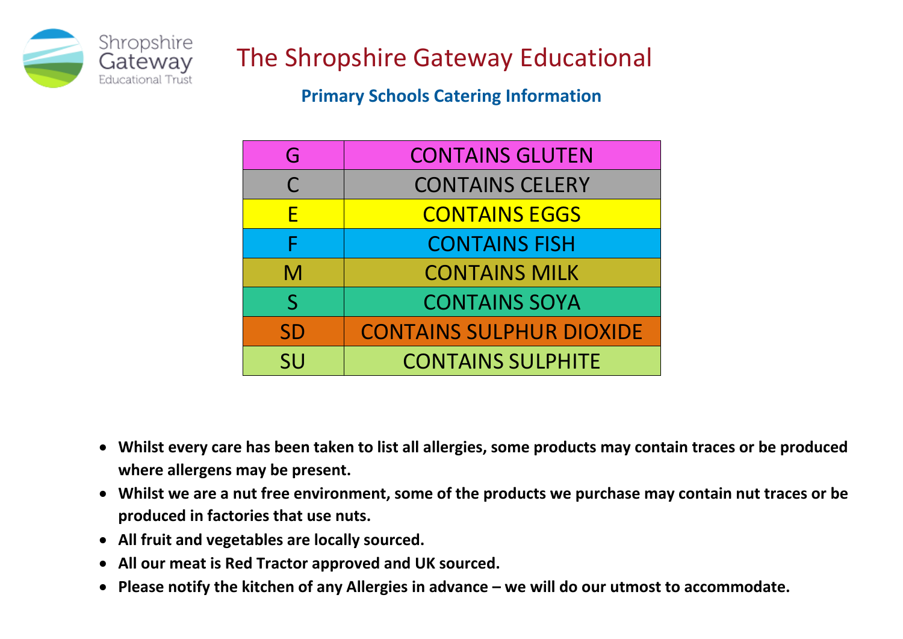Shropshire Gateway Educational Trust

# The Shropshire Gateway Educational

## Primary Schools Catering Information

| Code | Allergen |
| --- | --- |
| G | CONTAINS GLUTEN |
| C | CONTAINS CELERY |
| E | CONTAINS EGGS |
| F | CONTAINS FISH |
| M | CONTAINS MILK |
| S | CONTAINS SOYA |
| SD | CONTAINS SULPHUR DIOXIDE |
| SU | CONTAINS SULPHITE |

- **Whilst every care has been taken to list all allergies, some products may contain traces or be produced where allergens may be present.**
- **Whilst we are a nut free environment, some of the products we purchase may contain nut traces or be produced in factories that use nuts.**
- **All fruit and vegetables are locally sourced.**
- **All our meat is Red Tractor approved and UK sourced.**
- **Please notify the kitchen of any Allergies in advance – we will do our utmost to accommodate.**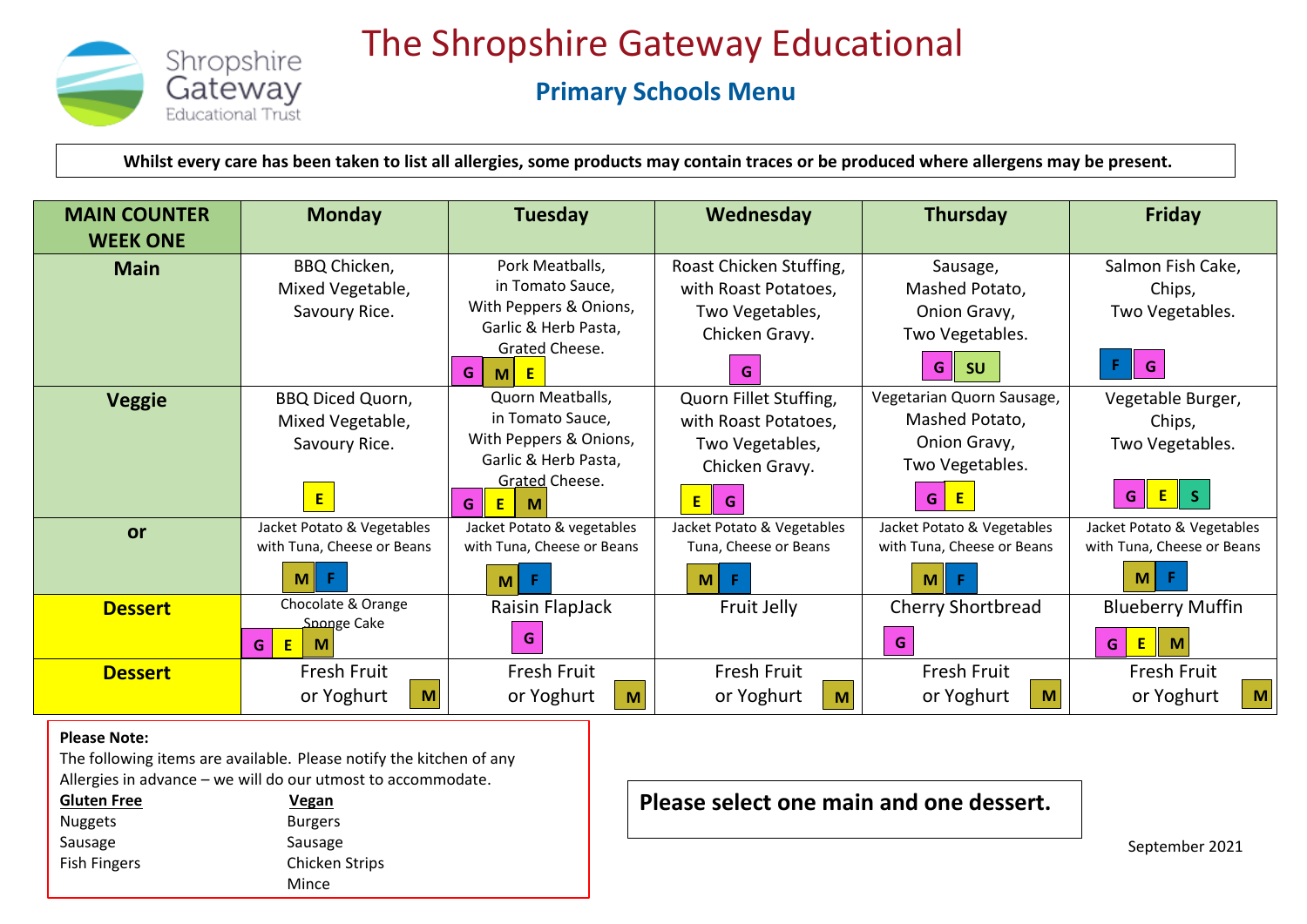# The Shropshire Gateway Educational

## Primary Schools Menu

**Whilst every care has been taken to list all allergies, some products may contain traces or be produced where allergens may be present.**

| MAIN COUNTER WEEK ONE | Monday | Tuesday | Wednesday | Thursday | Friday |
|---|---|---|---|---|---|
| **Main** | BBQ Chicken, Mixed Vegetable, Savoury Rice. | Pork Meatballs, in Tomato Sauce, With Peppers & Onions, Garlic & Herb Pasta, Grated Cheese. G M E | Roast Chicken Stuffing, with Roast Potatoes, Two Vegetables, Chicken Gravy. G | Sausage, Mashed Potato, Onion Gravy, Two Vegetables. G SU | Salmon Fish Cake, Chips, Two Vegetables. F G |
| **Veggie** | BBQ Diced Quorn, Mixed Vegetable, Savoury Rice. E | Quorn Meatballs, in Tomato Sauce, With Peppers & Onions, Garlic & Herb Pasta, Grated Cheese. G E M | Quorn Fillet Stuffing, with Roast Potatoes, Two Vegetables, Chicken Gravy. E G | Vegetarian Quorn Sausage, Mashed Potato, Onion Gravy, Two Vegetables. G E | Vegetable Burger, Chips, Two Vegetables. G E S |
| **or** | Jacket Potato & Vegetables with Tuna, Cheese or Beans M F | Jacket Potato & vegetables with Tuna, Cheese or Beans M F | Jacket Potato & Vegetables Tuna, Cheese or Beans M F | Jacket Potato & Vegetables with Tuna, Cheese or Beans M F | Jacket Potato & Vegetables with Tuna, Cheese or Beans M F |
| **Dessert** | Chocolate & Orange Sponge Cake G E M | Raisin FlapJack G | Fruit Jelly | Cherry Shortbread G | Blueberry Muffin G E M |
| **Dessert** | Fresh Fruit or Yoghurt M | Fresh Fruit or Yoghurt M | Fresh Fruit or Yoghurt M | Fresh Fruit or Yoghurt M | Fresh Fruit or Yoghurt M |

**Please Note:**
The following items are available. Please notify the kitchen of any Allergies in advance – we will do our utmost to accommodate.

| **Gluten Free** | **Vegan** |
|---|---|
| Nuggets | Burgers |
| Sausage | Sausage |
| Fish Fingers | Chicken Strips |
| | Mince |

**Please select one main and one dessert.**

September 2021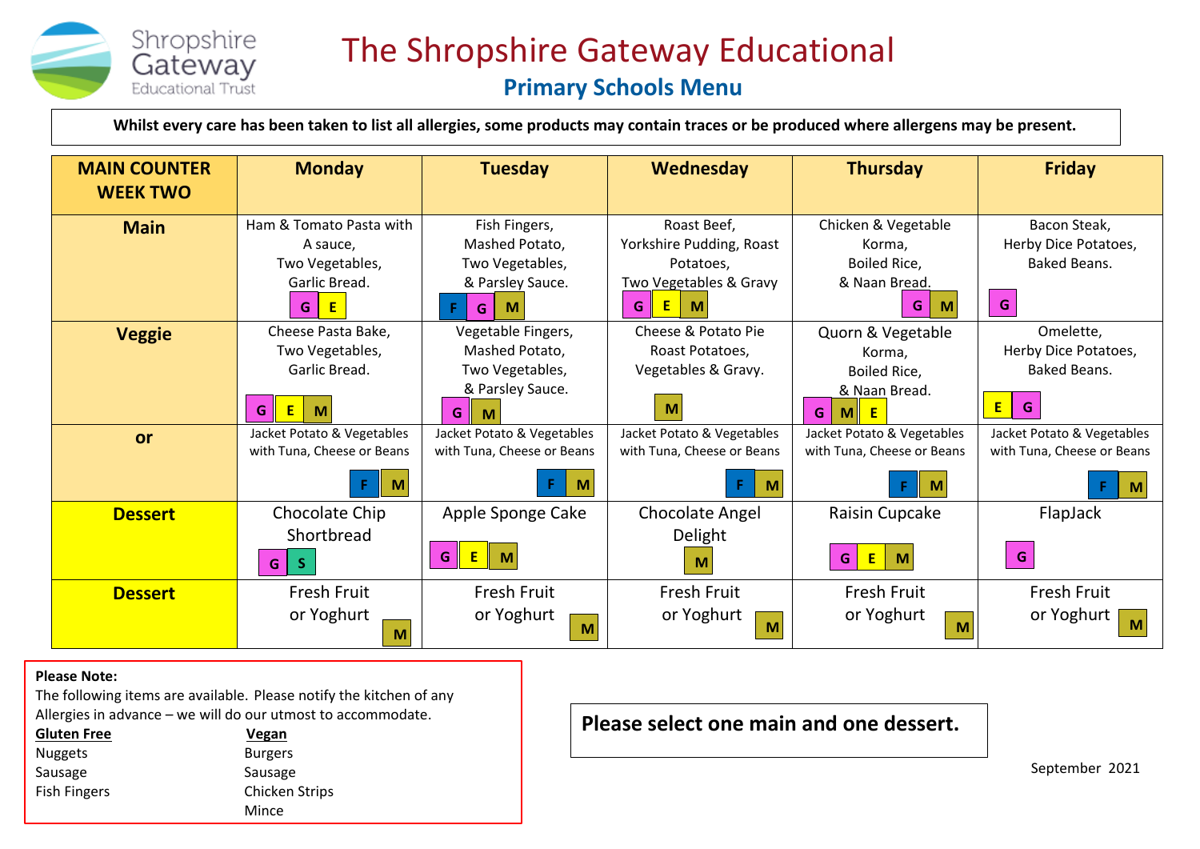# The Shropshire Gateway Educational

## Primary Schools Menu

**Whilst every care has been taken to list all allergies, some products may contain traces or be produced where allergens may be present.**

| MAIN COUNTER WEEK TWO | Monday | Tuesday | Wednesday | Thursday | Friday |
|---|---|---|---|---|---|
| **Main** | Ham & Tomato Pasta with A sauce, Two Vegetables, Garlic Bread. G E | Fish Fingers, Mashed Potato, Two Vegetables, & Parsley Sauce. F G M | Roast Beef, Yorkshire Pudding, Roast Potatoes, Two Vegetables & Gravy G E M | Chicken & Vegetable Korma, Boiled Rice, & Naan Bread. G M | Bacon Steak, Herby Dice Potatoes, Baked Beans. G |
| **Veggie** | Cheese Pasta Bake, Two Vegetables, Garlic Bread. G E M | Vegetable Fingers, Mashed Potato, Two Vegetables, & Parsley Sauce. G M | Cheese & Potato Pie Roast Potatoes, Vegetables & Gravy. M | Quorn & Vegetable Korma, Boiled Rice, & Naan Bread. G M E | Omelette, Herby Dice Potatoes, Baked Beans. E G |
| **or** | Jacket Potato & Vegetables with Tuna, Cheese or Beans F M | Jacket Potato & Vegetables with Tuna, Cheese or Beans F M | Jacket Potato & Vegetables with Tuna, Cheese or Beans F M | Jacket Potato & Vegetables with Tuna, Cheese or Beans F M | Jacket Potato & Vegetables with Tuna, Cheese or Beans F M |
| **Dessert** | Chocolate Chip Shortbread G S | Apple Sponge Cake G E M | Chocolate Angel Delight M | Raisin Cupcake G E M | FlapJack G |
| **Dessert** | Fresh Fruit or Yoghurt M | Fresh Fruit or Yoghurt M | Fresh Fruit or Yoghurt M | Fresh Fruit or Yoghurt M | Fresh Fruit or Yoghurt M |

**Please Note:**
The following items are available. Please notify the kitchen of any Allergies in advance – we will do our utmost to accommodate.

| Gluten Free | Vegan |
|---|---|
| Nuggets | Burgers |
| Sausage | Sausage |
| Fish Fingers | Chicken Strips |
| | Mince |

**Please select one main and one dessert.**

September 2021